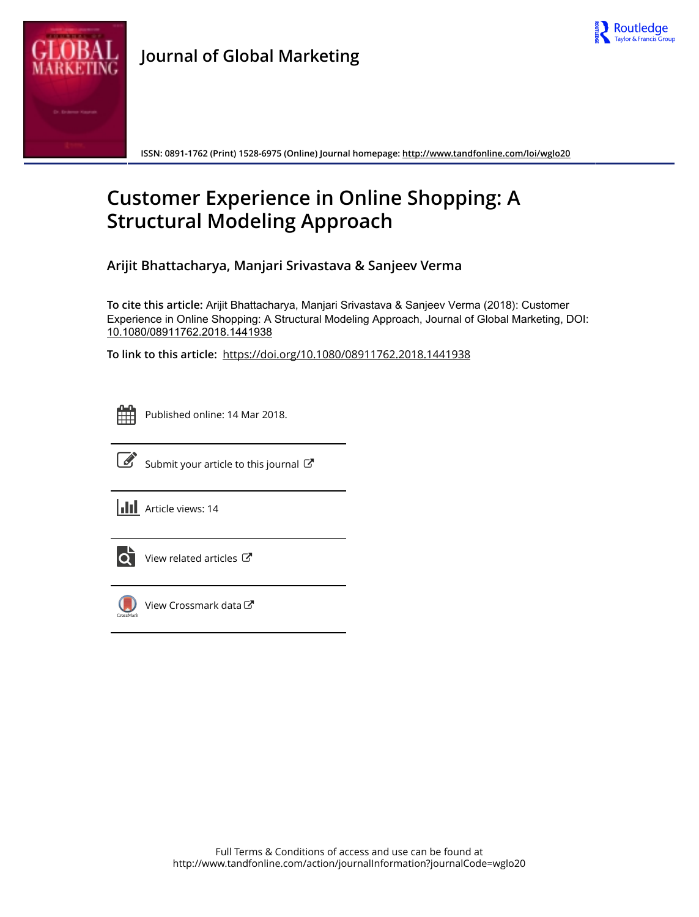# Journal of Global Marketing

ISSN: 0891-1762 (Print) 1528-6975 (Online) Journal homepage: http://www.tandfonline.com/loi/wglo20

# Customer Experience in Online Shopping: A Structural Modeling Approach

## Arijit Bhattacharya, Manjari Srivastava & Sanjeev Verma

**To cite this article:** Arijit Bhattacharya, Manjari Srivastava & Sanjeev Verma (2018): Customer Experience in Online Shopping: A Structural Modeling Approach, Journal of Global Marketing, DOI: 10.1080/08911762.2018.1441938

**To link to this article:** https://doi.org/10.1080/08911762.2018.1441938

Published online: 14 Mar 2018.

Submit your article to this journal

Article views: 14

View related articles

View Crossmark data

Full Terms & Conditions of access and use can be found at
http://www.tandfonline.com/action/journalInformation?journalCode=wglo20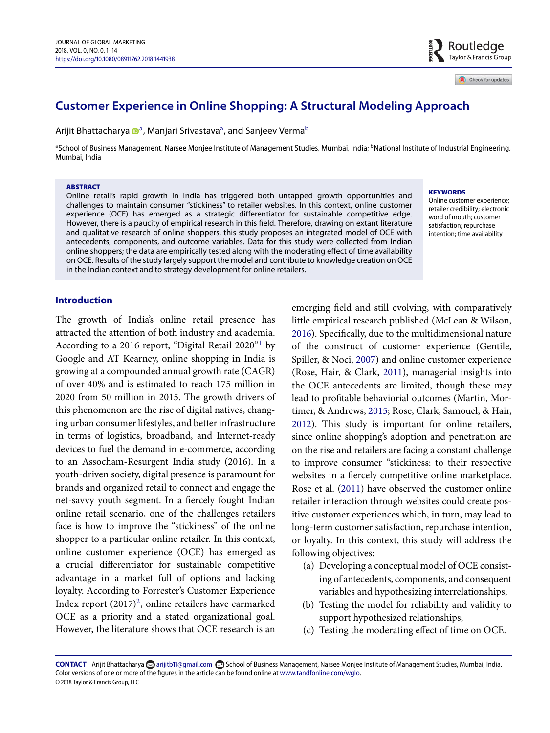# Customer Experience in Online Shopping: A Structural Modeling Approach

Arijit Bhattacharya[a], Manjari Srivastava[a], and Sanjeev Verma[b]

[a]School of Business Management, Narsee Monjee Institute of Management Studies, Mumbai, India; [b]National Institute of Industrial Engineering, Mumbai, India

**ABSTRACT**

Online retail's rapid growth in India has triggered both untapped growth opportunities and challenges to maintain consumer "stickiness" to retailer websites. In this context, online customer experience (OCE) has emerged as a strategic differentiator for sustainable competitive edge. However, there is a paucity of empirical research in this field. Therefore, drawing on extant literature and qualitative research of online shoppers, this study proposes an integrated model of OCE with antecedents, components, and outcome variables. Data for this study were collected from Indian online shoppers; the data are empirically tested along with the moderating effect of time availability on OCE. Results of the study largely support the model and contribute to knowledge creation on OCE in the Indian context and to strategy development for online retailers.

**KEYWORDS**

Online customer experience; retailer credibility; electronic word of mouth; customer satisfaction; repurchase intention; time availability

## Introduction

The growth of India's online retail presence has attracted the attention of both industry and academia. According to a 2016 report, "Digital Retail 2020"[1] by Google and AT Kearney, online shopping in India is growing at a compounded annual growth rate (CAGR) of over 40% and is estimated to reach 175 million in 2020 from 50 million in 2015. The growth drivers of this phenomenon are the rise of digital natives, changing urban consumer lifestyles, and better infrastructure in terms of logistics, broadband, and Internet-ready devices to fuel the demand in e-commerce, according to an Assocham-Resurgent India study (2016). In a youth-driven society, digital presence is paramount for brands and organized retail to connect and engage the net-savvy youth segment. In a fiercely fought Indian online retail scenario, one of the challenges retailers face is how to improve the "stickiness" of the online shopper to a particular online retailer. In this context, online customer experience (OCE) has emerged as a crucial differentiator for sustainable competitive advantage in a market full of options and lacking loyalty. According to Forrester's Customer Experience Index report (2017)[2], online retailers have earmarked OCE as a priority and a stated organizational goal. However, the literature shows that OCE research is an emerging field and still evolving, with comparatively little empirical research published (McLean & Wilson, 2016). Specifically, due to the multidimensional nature of the construct of customer experience (Gentile, Spiller, & Noci, 2007) and online customer experience (Rose, Hair, & Clark, 2011), managerial insights into the OCE antecedents are limited, though these may lead to profitable behaviorial outcomes (Martin, Mortimer, & Andrews, 2015; Rose, Clark, Samouel, & Hair, 2012). This study is important for online retailers, since online shopping's adoption and penetration are on the rise and retailers are facing a constant challenge to improve consumer "stickiness: to their respective websites in a fiercely competitive online marketplace. Rose et al. (2011) have observed the customer online retailer interaction through websites could create positive customer experiences which, in turn, may lead to long-term customer satisfaction, repurchase intention, or loyalty. In this context, this study will address the following objectives:

(a) Developing a conceptual model of OCE consisting of antecedents, components, and consequent variables and hypothesizing interrelationships;
(b) Testing the model for reliability and validity to support hypothesized relationships;
(c) Testing the moderating effect of time on OCE.

**CONTACT** Arijit Bhattacharya arijitb11@gmail.com School of Business Management, Narsee Monjee Institute of Management Studies, Mumbai, India.
Color versions of one or more of the figures in the article can be found online at www.tandfonline.com/wglo.
© 2018 Taylor & Francis Group, LLC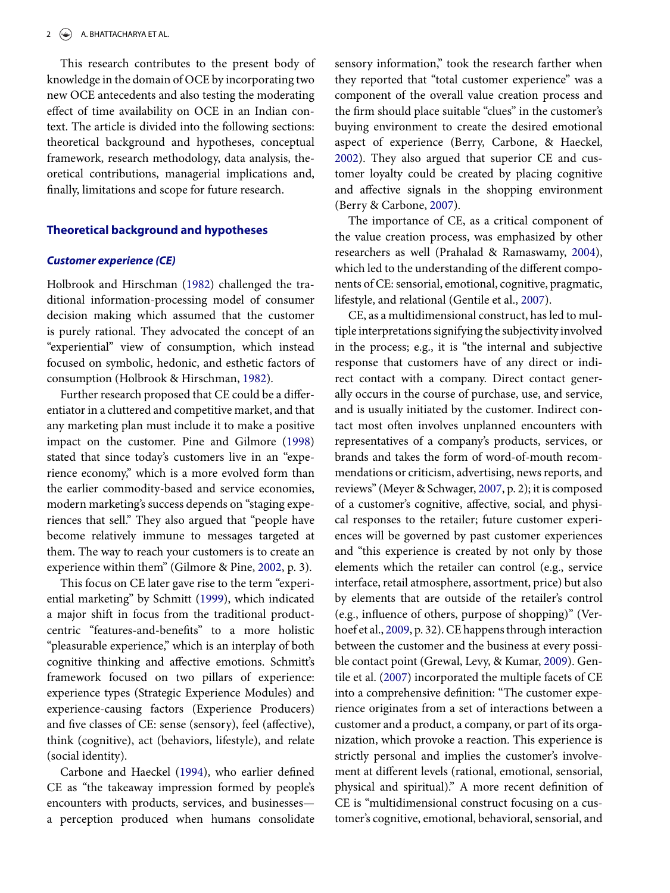This research contributes to the present body of knowledge in the domain of OCE by incorporating two new OCE antecedents and also testing the moderating effect of time availability on OCE in an Indian context. The article is divided into the following sections: theoretical background and hypotheses, conceptual framework, research methodology, data analysis, theoretical contributions, managerial implications and, finally, limitations and scope for future research.

## Theoretical background and hypotheses

### *Customer experience (CE)*

Holbrook and Hirschman (1982) challenged the traditional information-processing model of consumer decision making which assumed that the customer is purely rational. They advocated the concept of an "experiential" view of consumption, which instead focused on symbolic, hedonic, and esthetic factors of consumption (Holbrook & Hirschman, 1982).

Further research proposed that CE could be a differentiator in a cluttered and competitive market, and that any marketing plan must include it to make a positive impact on the customer. Pine and Gilmore (1998) stated that since today's customers live in an "experience economy," which is a more evolved form than the earlier commodity-based and service economies, modern marketing's success depends on "staging experiences that sell." They also argued that "people have become relatively immune to messages targeted at them. The way to reach your customers is to create an experience within them" (Gilmore & Pine, 2002, p. 3).

This focus on CE later gave rise to the term "experiential marketing" by Schmitt (1999), which indicated a major shift in focus from the traditional product-centric "features-and-benefits" to a more holistic "pleasurable experience," which is an interplay of both cognitive thinking and affective emotions. Schmitt's framework focused on two pillars of experience: experience types (Strategic Experience Modules) and experience-causing factors (Experience Producers) and five classes of CE: sense (sensory), feel (affective), think (cognitive), act (behaviors, lifestyle), and relate (social identity).

Carbone and Haeckel (1994), who earlier defined CE as "the takeaway impression formed by people's encounters with products, services, and businesses—a perception produced when humans consolidate sensory information," took the research farther when they reported that "total customer experience" was a component of the overall value creation process and the firm should place suitable "clues" in the customer's buying environment to create the desired emotional aspect of experience (Berry, Carbone, & Haeckel, 2002). They also argued that superior CE and customer loyalty could be created by placing cognitive and affective signals in the shopping environment (Berry & Carbone, 2007).

The importance of CE, as a critical component of the value creation process, was emphasized by other researchers as well (Prahalad & Ramaswamy, 2004), which led to the understanding of the different components of CE: sensorial, emotional, cognitive, pragmatic, lifestyle, and relational (Gentile et al., 2007).

CE, as a multidimensional construct, has led to multiple interpretations signifying the subjectivity involved in the process; e.g., it is "the internal and subjective response that customers have of any direct or indirect contact with a company. Direct contact generally occurs in the course of purchase, use, and service, and is usually initiated by the customer. Indirect contact most often involves unplanned encounters with representatives of a company's products, services, or brands and takes the form of word-of-mouth recommendations or criticism, advertising, news reports, and reviews" (Meyer & Schwager, 2007, p. 2); it is composed of a customer's cognitive, affective, social, and physical responses to the retailer; future customer experiences will be governed by past customer experiences and "this experience is created by not only by those elements which the retailer can control (e.g., service interface, retail atmosphere, assortment, price) but also by elements that are outside of the retailer's control (e.g., influence of others, purpose of shopping)" (Verhoef et al., 2009, p. 32). CE happens through interaction between the customer and the business at every possible contact point (Grewal, Levy, & Kumar, 2009). Gentile et al. (2007) incorporated the multiple facets of CE into a comprehensive definition: "The customer experience originates from a set of interactions between a customer and a product, a company, or part of its organization, which provoke a reaction. This experience is strictly personal and implies the customer's involvement at different levels (rational, emotional, sensorial, physical and spiritual)." A more recent definition of CE is "multidimensional construct focusing on a customer's cognitive, emotional, behavioral, sensorial, and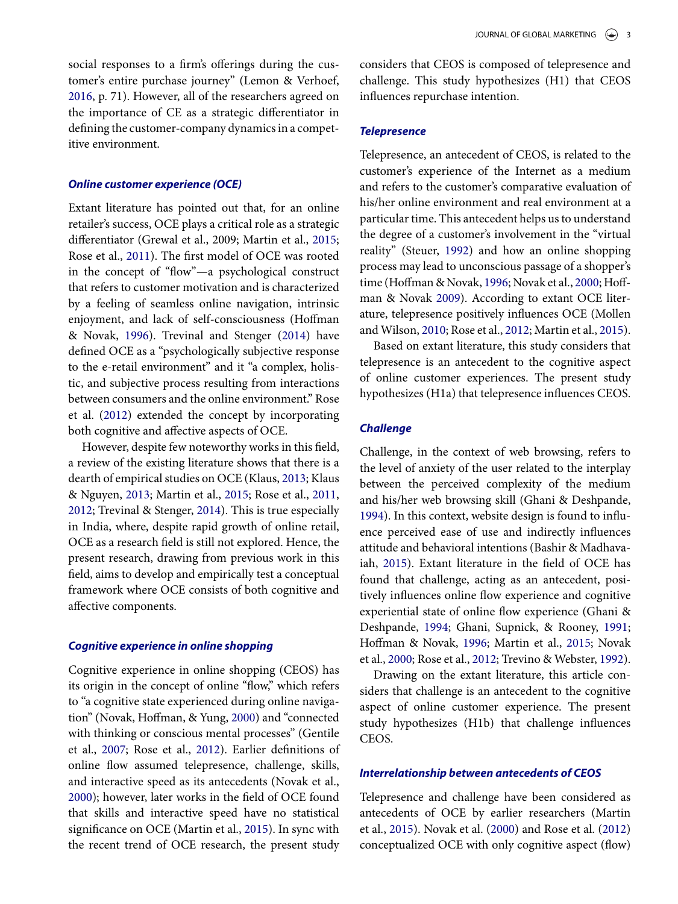social responses to a firm's offerings during the customer's entire purchase journey" (Lemon & Verhoef, 2016, p. 71). However, all of the researchers agreed on the importance of CE as a strategic differentiator in defining the customer-company dynamics in a competitive environment.

### *Online customer experience (OCE)*

Extant literature has pointed out that, for an online retailer's success, OCE plays a critical role as a strategic differentiator (Grewal et al., 2009; Martin et al., 2015; Rose et al., 2011). The first model of OCE was rooted in the concept of "flow"—a psychological construct that refers to customer motivation and is characterized by a feeling of seamless online navigation, intrinsic enjoyment, and lack of self-consciousness (Hoffman & Novak, 1996). Trevinal and Stenger (2014) have defined OCE as a "psychologically subjective response to the e-retail environment" and it "a complex, holistic, and subjective process resulting from interactions between consumers and the online environment." Rose et al. (2012) extended the concept by incorporating both cognitive and affective aspects of OCE.

However, despite few noteworthy works in this field, a review of the existing literature shows that there is a dearth of empirical studies on OCE (Klaus, 2013; Klaus & Nguyen, 2013; Martin et al., 2015; Rose et al., 2011, 2012; Trevinal & Stenger, 2014). This is true especially in India, where, despite rapid growth of online retail, OCE as a research field is still not explored. Hence, the present research, drawing from previous work in this field, aims to develop and empirically test a conceptual framework where OCE consists of both cognitive and affective components.

### *Cognitive experience in online shopping*

Cognitive experience in online shopping (CEOS) has its origin in the concept of online "flow," which refers to "a cognitive state experienced during online navigation" (Novak, Hoffman, & Yung, 2000) and "connected with thinking or conscious mental processes" (Gentile et al., 2007; Rose et al., 2012). Earlier definitions of online flow assumed telepresence, challenge, skills, and interactive speed as its antecedents (Novak et al., 2000); however, later works in the field of OCE found that skills and interactive speed have no statistical significance on OCE (Martin et al., 2015). In sync with the recent trend of OCE research, the present study considers that CEOS is composed of telepresence and challenge. This study hypothesizes (H1) that CEOS influences repurchase intention.

### *Telepresence*

Telepresence, an antecedent of CEOS, is related to the customer's experience of the Internet as a medium and refers to the customer's comparative evaluation of his/her online environment and real environment at a particular time. This antecedent helps us to understand the degree of a customer's involvement in the "virtual reality" (Steuer, 1992) and how an online shopping process may lead to unconscious passage of a shopper's time (Hoffman & Novak, 1996; Novak et al., 2000; Hoffman & Novak 2009). According to extant OCE literature, telepresence positively influences OCE (Mollen and Wilson, 2010; Rose et al., 2012; Martin et al., 2015).

Based on extant literature, this study considers that telepresence is an antecedent to the cognitive aspect of online customer experiences. The present study hypothesizes (H1a) that telepresence influences CEOS.

### *Challenge*

Challenge, in the context of web browsing, refers to the level of anxiety of the user related to the interplay between the perceived complexity of the medium and his/her web browsing skill (Ghani & Deshpande, 1994). In this context, website design is found to influence perceived ease of use and indirectly influences attitude and behavioral intentions (Bashir & Madhavaiah, 2015). Extant literature in the field of OCE has found that challenge, acting as an antecedent, positively influences online flow experience and cognitive experiential state of online flow experience (Ghani & Deshpande, 1994; Ghani, Supnick, & Rooney, 1991; Hoffman & Novak, 1996; Martin et al., 2015; Novak et al., 2000; Rose et al., 2012; Trevino & Webster, 1992).

Drawing on the extant literature, this article considers that challenge is an antecedent to the cognitive aspect of online customer experience. The present study hypothesizes (H1b) that challenge influences CEOS.

### *Interrelationship between antecedents of CEOS*

Telepresence and challenge have been considered as antecedents of OCE by earlier researchers (Martin et al., 2015). Novak et al. (2000) and Rose et al. (2012) conceptualized OCE with only cognitive aspect (flow)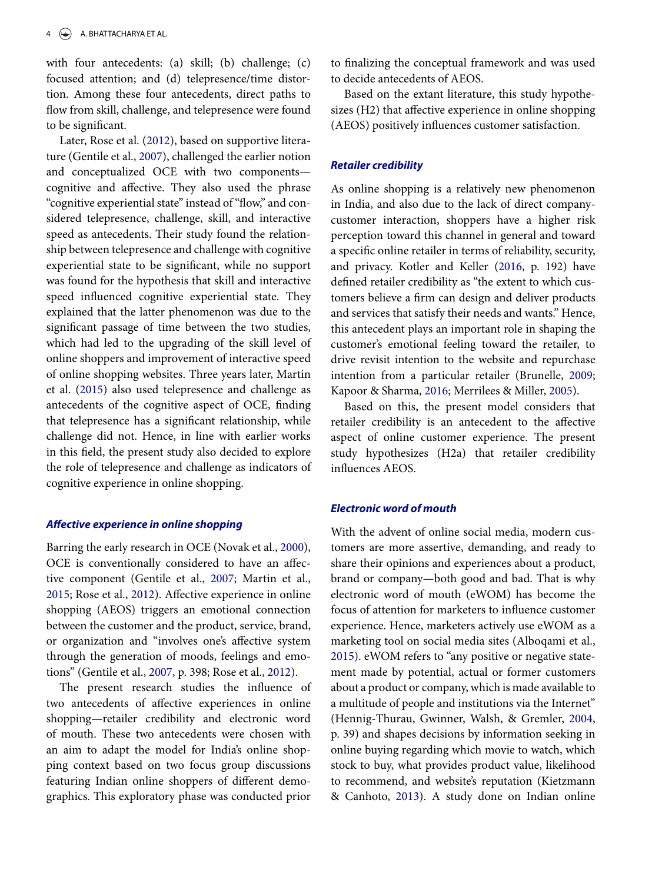with four antecedents: (a) skill; (b) challenge; (c) focused attention; and (d) telepresence/time distortion. Among these four antecedents, direct paths to flow from skill, challenge, and telepresence were found to be significant.

Later, Rose et al. (2012), based on supportive literature (Gentile et al., 2007), challenged the earlier notion and conceptualized OCE with two components—cognitive and affective. They also used the phrase "cognitive experiential state" instead of "flow," and considered telepresence, challenge, skill, and interactive speed as antecedents. Their study found the relationship between telepresence and challenge with cognitive experiential state to be significant, while no support was found for the hypothesis that skill and interactive speed influenced cognitive experiential state. They explained that the latter phenomenon was due to the significant passage of time between the two studies, which had led to the upgrading of the skill level of online shoppers and improvement of interactive speed of online shopping websites. Three years later, Martin et al. (2015) also used telepresence and challenge as antecedents of the cognitive aspect of OCE, finding that telepresence has a significant relationship, while challenge did not. Hence, in line with earlier works in this field, the present study also decided to explore the role of telepresence and challenge as indicators of cognitive experience in online shopping.

### *Affective experience in online shopping*

Barring the early research in OCE (Novak et al., 2000), OCE is conventionally considered to have an affective component (Gentile et al., 2007; Martin et al., 2015; Rose et al., 2012). Affective experience in online shopping (AEOS) triggers an emotional connection between the customer and the product, service, brand, or organization and "involves one's affective system through the generation of moods, feelings and emotions" (Gentile et al., 2007, p. 398; Rose et al., 2012).

The present research studies the influence of two antecedents of affective experiences in online shopping—retailer credibility and electronic word of mouth. These two antecedents were chosen with an aim to adapt the model for India's online shopping context based on two focus group discussions featuring Indian online shoppers of different demographics. This exploratory phase was conducted prior to finalizing the conceptual framework and was used to decide antecedents of AEOS.

Based on the extant literature, this study hypothesizes (H2) that affective experience in online shopping (AEOS) positively influences customer satisfaction.

### *Retailer credibility*

As online shopping is a relatively new phenomenon in India, and also due to the lack of direct company-customer interaction, shoppers have a higher risk perception toward this channel in general and toward a specific online retailer in terms of reliability, security, and privacy. Kotler and Keller (2016, p. 192) have defined retailer credibility as "the extent to which customers believe a firm can design and deliver products and services that satisfy their needs and wants." Hence, this antecedent plays an important role in shaping the customer's emotional feeling toward the retailer, to drive revisit intention to the website and repurchase intention from a particular retailer (Brunelle, 2009; Kapoor & Sharma, 2016; Merrilees & Miller, 2005).

Based on this, the present model considers that retailer credibility is an antecedent to the affective aspect of online customer experience. The present study hypothesizes (H2a) that retailer credibility influences AEOS.

### *Electronic word of mouth*

With the advent of online social media, modern customers are more assertive, demanding, and ready to share their opinions and experiences about a product, brand or company—both good and bad. That is why electronic word of mouth (eWOM) has become the focus of attention for marketers to influence customer experience. Hence, marketers actively use eWOM as a marketing tool on social media sites (Alboqami et al., 2015). eWOM refers to "any positive or negative statement made by potential, actual or former customers about a product or company, which is made available to a multitude of people and institutions via the Internet" (Hennig-Thurau, Gwinner, Walsh, & Gremler, 2004, p. 39) and shapes decisions by information seeking in online buying regarding which movie to watch, which stock to buy, what provides product value, likelihood to recommend, and website's reputation (Kietzmann & Canhoto, 2013). A study done on Indian online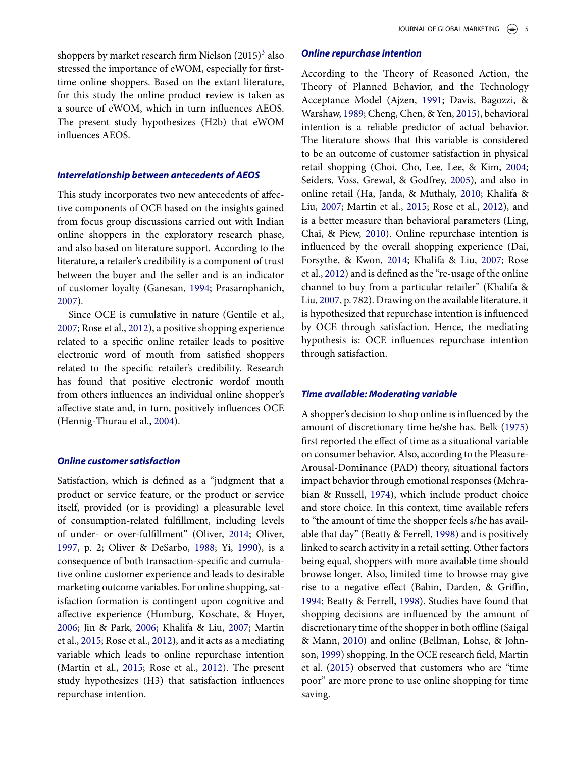shoppers by market research firm Nielson (2015)[3] also stressed the importance of eWOM, especially for first-time online shoppers. Based on the extant literature, for this study the online product review is taken as a source of eWOM, which in turn influences AEOS. The present study hypothesizes (H2b) that eWOM influences AEOS.

### *Interrelationship between antecedents of AEOS*

This study incorporates two new antecedents of affective components of OCE based on the insights gained from focus group discussions carried out with Indian online shoppers in the exploratory research phase, and also based on literature support. According to the literature, a retailer's credibility is a component of trust between the buyer and the seller and is an indicator of customer loyalty (Ganesan, 1994; Prasarnphanich, 2007).

Since OCE is cumulative in nature (Gentile et al., 2007; Rose et al., 2012), a positive shopping experience related to a specific online retailer leads to positive electronic word of mouth from satisfied shoppers related to the specific retailer's credibility. Research has found that positive electronic wordof mouth from others influences an individual online shopper's affective state and, in turn, positively influences OCE (Hennig-Thurau et al., 2004).

### *Online customer satisfaction*

Satisfaction, which is defined as a "judgment that a product or service feature, or the product or service itself, provided (or is providing) a pleasurable level of consumption-related fulfillment, including levels of under- or over-fulfillment" (Oliver, 2014; Oliver, 1997, p. 2; Oliver & DeSarbo, 1988; Yi, 1990), is a consequence of both transaction-specific and cumulative online customer experience and leads to desirable marketing outcome variables. For online shopping, satisfaction formation is contingent upon cognitive and affective experience (Homburg, Koschate, & Hoyer, 2006; Jin & Park, 2006; Khalifa & Liu, 2007; Martin et al., 2015; Rose et al., 2012), and it acts as a mediating variable which leads to online repurchase intention (Martin et al., 2015; Rose et al., 2012). The present study hypothesizes (H3) that satisfaction influences repurchase intention.

### *Online repurchase intention*

According to the Theory of Reasoned Action, the Theory of Planned Behavior, and the Technology Acceptance Model (Ajzen, 1991; Davis, Bagozzi, & Warshaw, 1989; Cheng, Chen, & Yen, 2015), behavioral intention is a reliable predictor of actual behavior. The literature shows that this variable is considered to be an outcome of customer satisfaction in physical retail shopping (Choi, Cho, Lee, Lee, & Kim, 2004; Seiders, Voss, Grewal, & Godfrey, 2005), and also in online retail (Ha, Janda, & Muthaly, 2010; Khalifa & Liu, 2007; Martin et al., 2015; Rose et al., 2012), and is a better measure than behavioral parameters (Ling, Chai, & Piew, 2010). Online repurchase intention is influenced by the overall shopping experience (Dai, Forsythe, & Kwon, 2014; Khalifa & Liu, 2007; Rose et al., 2012) and is defined as the "re-usage of the online channel to buy from a particular retailer" (Khalifa & Liu, 2007, p. 782). Drawing on the available literature, it is hypothesized that repurchase intention is influenced by OCE through satisfaction. Hence, the mediating hypothesis is: OCE influences repurchase intention through satisfaction.

### *Time available: Moderating variable*

A shopper's decision to shop online is influenced by the amount of discretionary time he/she has. Belk (1975) first reported the effect of time as a situational variable on consumer behavior. Also, according to the Pleasure-Arousal-Dominance (PAD) theory, situational factors impact behavior through emotional responses (Mehrabian & Russell, 1974), which include product choice and store choice. In this context, time available refers to "the amount of time the shopper feels s/he has available that day" (Beatty & Ferrell, 1998) and is positively linked to search activity in a retail setting. Other factors being equal, shoppers with more available time should browse longer. Also, limited time to browse may give rise to a negative effect (Babin, Darden, & Griffin, 1994; Beatty & Ferrell, 1998). Studies have found that shopping decisions are influenced by the amount of discretionary time of the shopper in both offline (Saigal & Mann, 2010) and online (Bellman, Lohse, & Johnson, 1999) shopping. In the OCE research field, Martin et al. (2015) observed that customers who are "time poor" are more prone to use online shopping for time saving.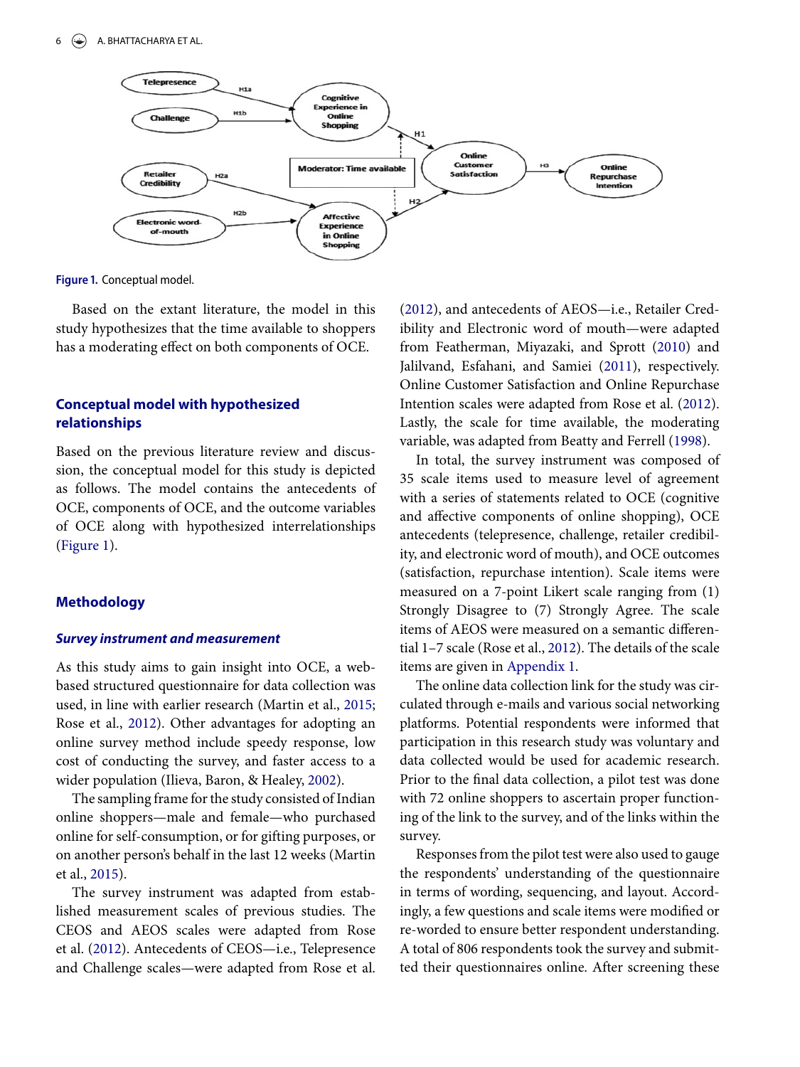Telepresence

Challenge

H1a

H1b

Cognitive Experience in Online Shopping

H1

Moderator: Time available

Retailer Credibility

H2a

Electronic word-of-mouth

H2b

Affective Experience in Online Shopping

H2

Online Customer Satisfaction

H3

Online Repurchase Intention

Figure 1. Conceptual model.

Based on the extant literature, the model in this study hypothesizes that the time available to shoppers has a moderating effect on both components of OCE.

## Conceptual model with hypothesized relationships

Based on the previous literature review and discussion, the conceptual model for this study is depicted as follows. The model contains the antecedents of OCE, components of OCE, and the outcome variables of OCE along with hypothesized interrelationships (Figure 1).

## Methodology

### *Survey instrument and measurement*

As this study aims to gain insight into OCE, a web-based structured questionnaire for data collection was used, in line with earlier research (Martin et al., 2015; Rose et al., 2012). Other advantages for adopting an online survey method include speedy response, low cost of conducting the survey, and faster access to a wider population (Ilieva, Baron, & Healey, 2002).

The sampling frame for the study consisted of Indian online shoppers—male and female—who purchased online for self-consumption, or for gifting purposes, or on another person's behalf in the last 12 weeks (Martin et al., 2015).

The survey instrument was adapted from established measurement scales of previous studies. The CEOS and AEOS scales were adapted from Rose et al. (2012). Antecedents of CEOS—i.e., Telepresence and Challenge scales—were adapted from Rose et al. (2012), and antecedents of AEOS—i.e., Retailer Credibility and Electronic word of mouth—were adapted from Featherman, Miyazaki, and Sprott (2010) and Jalilvand, Esfahani, and Samiei (2011), respectively. Online Customer Satisfaction and Online Repurchase Intention scales were adapted from Rose et al. (2012). Lastly, the scale for time available, the moderating variable, was adapted from Beatty and Ferrell (1998).

In total, the survey instrument was composed of 35 scale items used to measure level of agreement with a series of statements related to OCE (cognitive and affective components of online shopping), OCE antecedents (telepresence, challenge, retailer credibility, and electronic word of mouth), and OCE outcomes (satisfaction, repurchase intention). Scale items were measured on a 7-point Likert scale ranging from (1) Strongly Disagree to (7) Strongly Agree. The scale items of AEOS were measured on a semantic differential 1–7 scale (Rose et al., 2012). The details of the scale items are given in Appendix 1.

The online data collection link for the study was circulated through e-mails and various social networking platforms. Potential respondents were informed that participation in this research study was voluntary and data collected would be used for academic research. Prior to the final data collection, a pilot test was done with 72 online shoppers to ascertain proper functioning of the link to the survey, and of the links within the survey.

Responses from the pilot test were also used to gauge the respondents' understanding of the questionnaire in terms of wording, sequencing, and layout. Accordingly, a few questions and scale items were modified or re-worded to ensure better respondent understanding. A total of 806 respondents took the survey and submitted their questionnaires online. After screening these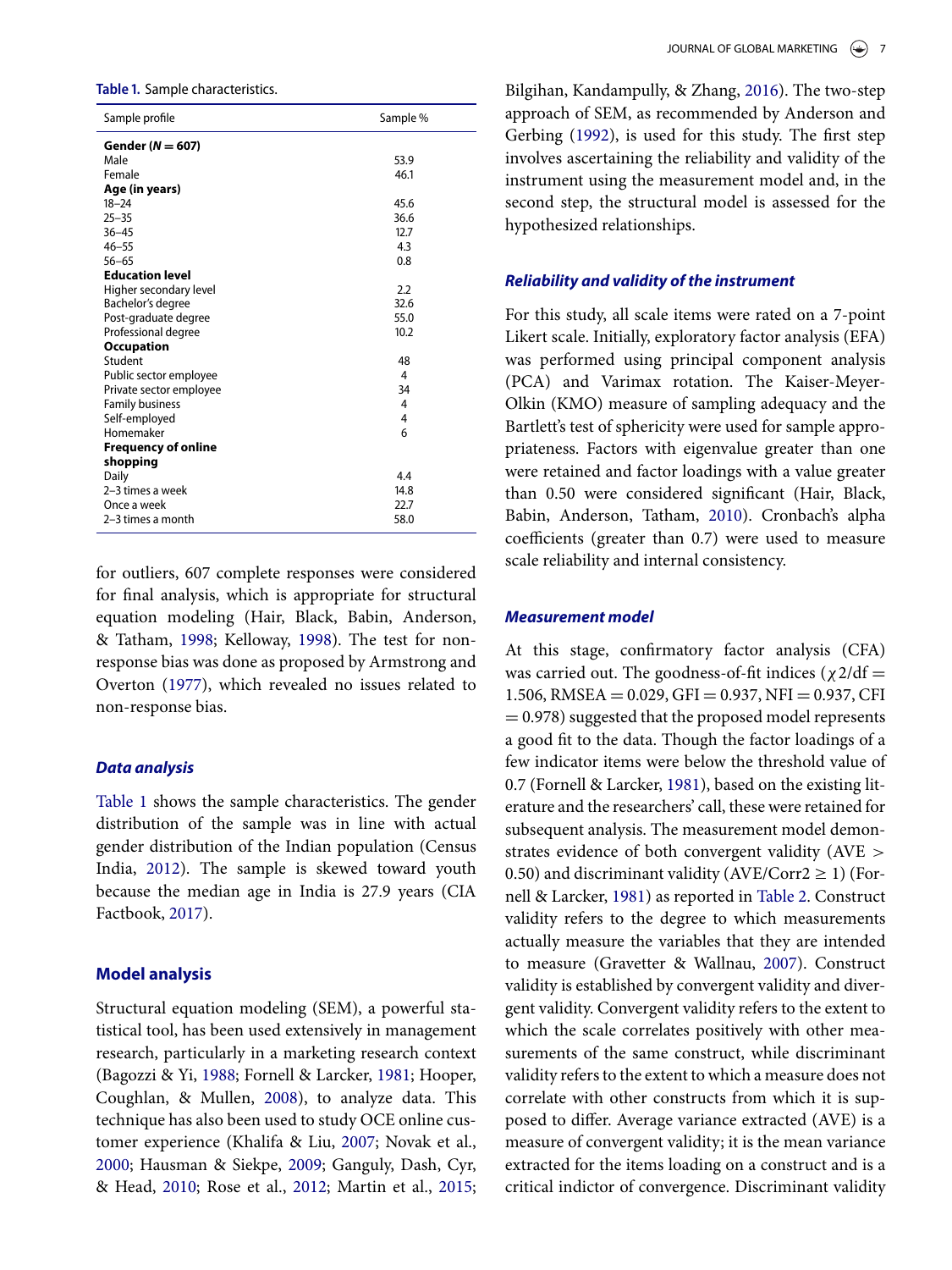**Table 1.** Sample characteristics.

| Sample profile | Sample % |
|---|---|
| **Gender (*N* = 607)** | |
| Male | 53.9 |
| Female | 46.1 |
| **Age (in years)** | |
| 18–24 | 45.6 |
| 25–35 | 36.6 |
| 36–45 | 12.7 |
| 46–55 | 4.3 |
| 56–65 | 0.8 |
| **Education level** | |
| Higher secondary level | 2.2 |
| Bachelor's degree | 32.6 |
| Post-graduate degree | 55.0 |
| Professional degree | 10.2 |
| **Occupation** | |
| Student | 48 |
| Public sector employee | 4 |
| Private sector employee | 34 |
| Family business | 4 |
| Self-employed | 4 |
| Homemaker | 6 |
| **Frequency of online shopping** | |
| Daily | 4.4 |
| 2–3 times a week | 14.8 |
| Once a week | 22.7 |
| 2–3 times a month | 58.0 |

for outliers, 607 complete responses were considered for final analysis, which is appropriate for structural equation modeling (Hair, Black, Babin, Anderson, & Tatham, 1998; Kelloway, 1998). The test for non-response bias was done as proposed by Armstrong and Overton (1977), which revealed no issues related to non-response bias.

### *Data analysis*

Table 1 shows the sample characteristics. The gender distribution of the sample was in line with actual gender distribution of the Indian population (Census India, 2012). The sample is skewed toward youth because the median age in India is 27.9 years (CIA Factbook, 2017).

## Model analysis

Structural equation modeling (SEM), a powerful statistical tool, has been used extensively in management research, particularly in a marketing research context (Bagozzi & Yi, 1988; Fornell & Larcker, 1981; Hooper, Coughlan, & Mullen, 2008), to analyze data. This technique has also been used to study OCE online customer experience (Khalifa & Liu, 2007; Novak et al., 2000; Hausman & Siekpe, 2009; Ganguly, Dash, Cyr, & Head, 2010; Rose et al., 2012; Martin et al., 2015; Bilgihan, Kandampully, & Zhang, 2016). The two-step approach of SEM, as recommended by Anderson and Gerbing (1992), is used for this study. The first step involves ascertaining the reliability and validity of the instrument using the measurement model and, in the second step, the structural model is assessed for the hypothesized relationships.

### *Reliability and validity of the instrument*

For this study, all scale items were rated on a 7-point Likert scale. Initially, exploratory factor analysis (EFA) was performed using principal component analysis (PCA) and Varimax rotation. The Kaiser-Meyer-Olkin (KMO) measure of sampling adequacy and the Bartlett's test of sphericity were used for sample appropriateness. Factors with eigenvalue greater than one were retained and factor loadings with a value greater than 0.50 were considered significant (Hair, Black, Babin, Anderson, Tatham, 2010). Cronbach's alpha coefficients (greater than 0.7) were used to measure scale reliability and internal consistency.

### *Measurement model*

At this stage, confirmatory factor analysis (CFA) was carried out. The goodness-of-fit indices ($\chi 2$/df = 1.506, RMSEA = 0.029, GFI = 0.937, NFI = 0.937, CFI = 0.978) suggested that the proposed model represents a good fit to the data. Though the factor loadings of a few indicator items were below the threshold value of 0.7 (Fornell & Larcker, 1981), based on the existing literature and the researchers' call, these were retained for subsequent analysis. The measurement model demonstrates evidence of both convergent validity (AVE > 0.50) and discriminant validity (AVE/Corr2 ≥ 1) (Fornell & Larcker, 1981) as reported in Table 2. Construct validity refers to the degree to which measurements actually measure the variables that they are intended to measure (Gravetter & Wallnau, 2007). Construct validity is established by convergent validity and divergent validity. Convergent validity refers to the extent to which the scale correlates positively with other measurements of the same construct, while discriminant validity refers to the extent to which a measure does not correlate with other constructs from which it is supposed to differ. Average variance extracted (AVE) is a measure of convergent validity; it is the mean variance extracted for the items loading on a construct and is a critical indictor of convergence. Discriminant validity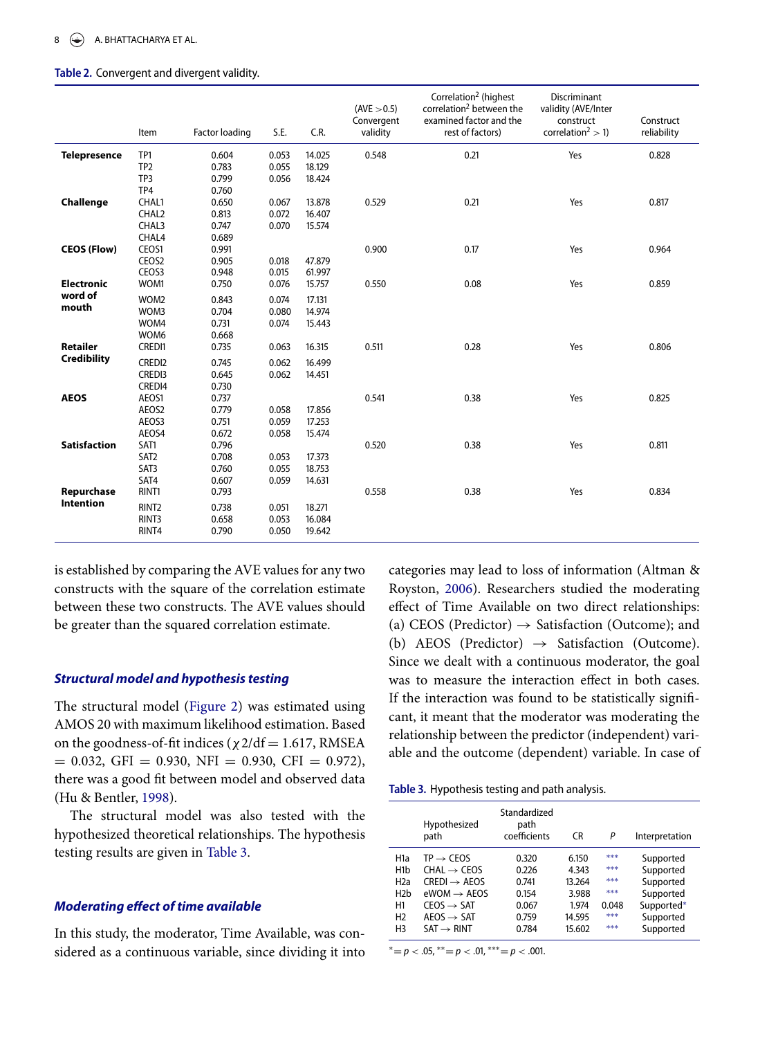**Table 2.** Convergent and divergent validity.

| | Item | Factor loading | S.E. | C.R. | (AVE > 0.5) Convergent validity | Correlation$^2$ (highest correlation$^2$ between the examined factor and the rest of factors) | Discriminant validity (AVE/Inter construct correlation$^2$ > 1) | Construct reliability |
|---|---|---|---|---|---|---|---|---|
| **Telepresence** | TP1 | 0.604 | 0.053 | 14.025 | 0.548 | 0.21 | Yes | 0.828 |
| | TP2 | 0.783 | 0.055 | 18.129 | | | | |
| | TP3 | 0.799 | 0.056 | 18.424 | | | | |
| | TP4 | 0.760 | | | | | | |
| **Challenge** | CHAL1 | 0.650 | 0.067 | 13.878 | 0.529 | 0.21 | Yes | 0.817 |
| | CHAL2 | 0.813 | 0.072 | 16.407 | | | | |
| | CHAL3 | 0.747 | 0.070 | 15.574 | | | | |
| | CHAL4 | 0.689 | | | | | | |
| **CEOS (Flow)** | CEOS1 | 0.991 | | | 0.900 | 0.17 | Yes | 0.964 |
| | CEOS2 | 0.905 | 0.018 | 47.879 | | | | |
| | CEOS3 | 0.948 | 0.015 | 61.997 | | | | |
| **Electronic word of mouth** | WOM1 | 0.750 | 0.076 | 15.757 | 0.550 | 0.08 | Yes | 0.859 |
| | WOM2 | 0.843 | 0.074 | 17.131 | | | | |
| | WOM3 | 0.704 | 0.080 | 14.974 | | | | |
| | WOM4 | 0.731 | 0.074 | 15.443 | | | | |
| | WOM6 | 0.668 | | | | | | |
| **Retailer Credibility** | CREDI1 | 0.735 | 0.063 | 16.315 | 0.511 | 0.28 | Yes | 0.806 |
| | CREDI2 | 0.745 | 0.062 | 16.499 | | | | |
| | CREDI3 | 0.645 | 0.062 | 14.451 | | | | |
| | CREDI4 | 0.730 | | | | | | |
| **AEOS** | AEOS1 | 0.737 | | | 0.541 | 0.38 | Yes | 0.825 |
| | AEOS2 | 0.779 | 0.058 | 17.856 | | | | |
| | AEOS3 | 0.751 | 0.059 | 17.253 | | | | |
| | AEOS4 | 0.672 | 0.058 | 15.474 | | | | |
| **Satisfaction** | SAT1 | 0.796 | | | 0.520 | 0.38 | Yes | 0.811 |
| | SAT2 | 0.708 | 0.053 | 17.373 | | | | |
| | SAT3 | 0.760 | 0.055 | 18.753 | | | | |
| | SAT4 | 0.607 | 0.059 | 14.631 | | | | |
| **Repurchase Intention** | RINT1 | 0.793 | | | 0.558 | 0.38 | Yes | 0.834 |
| | RINT2 | 0.738 | 0.051 | 18.271 | | | | |
| | RINT3 | 0.658 | 0.053 | 16.084 | | | | |
| | RINT4 | 0.790 | 0.050 | 19.642 | | | | |

is established by comparing the AVE values for any two constructs with the square of the correlation estimate between these two constructs. The AVE values should be greater than the squared correlation estimate.

### *Structural model and hypothesis testing*

The structural model (Figure 2) was estimated using AMOS 20 with maximum likelihood estimation. Based on the goodness-of-fit indices ($\chi 2/\text{df} = 1.617$, RMSEA $= 0.032$, GFI $= 0.930$, NFI $= 0.930$, CFI $= 0.972$), there was a good fit between model and observed data (Hu & Bentler, 1998).

The structural model was also tested with the hypothesized theoretical relationships. The hypothesis testing results are given in Table 3.

### *Moderating effect of time available*

In this study, the moderator, Time Available, was considered as a continuous variable, since dividing it into categories may lead to loss of information (Altman & Royston, 2006). Researchers studied the moderating effect of Time Available on two direct relationships: (a) CEOS (Predictor) → Satisfaction (Outcome); and (b) AEOS (Predictor) → Satisfaction (Outcome). Since we dealt with a continuous moderator, the goal was to measure the interaction effect in both cases. If the interaction was found to be statistically significant, it meant that the moderator was moderating the relationship between the predictor (independent) variable and the outcome (dependent) variable. In case of

**Table 3.** Hypothesis testing and path analysis.

| | Hypothesized path | Standardized path coefficients | CR | *P* | Interpretation |
|---|---|---|---|---|---|
| H1a | TP → CEOS | 0.320 | 6.150 | *** | Supported |
| H1b | CHAL → CEOS | 0.226 | 4.343 | *** | Supported |
| H2a | CREDI → AEOS | 0.741 | 13.264 | *** | Supported |
| H2b | eWOM → AEOS | 0.154 | 3.988 | *** | Supported |
| H1 | CEOS → SAT | 0.067 | 1.974 | 0.048 | Supported* |
| H2 | AEOS → SAT | 0.759 | 14.595 | *** | Supported |
| H3 | SAT → RINT | 0.784 | 15.602 | *** | Supported |

*= $p < .05$, **= $p < .01$, ***= $p < .001$.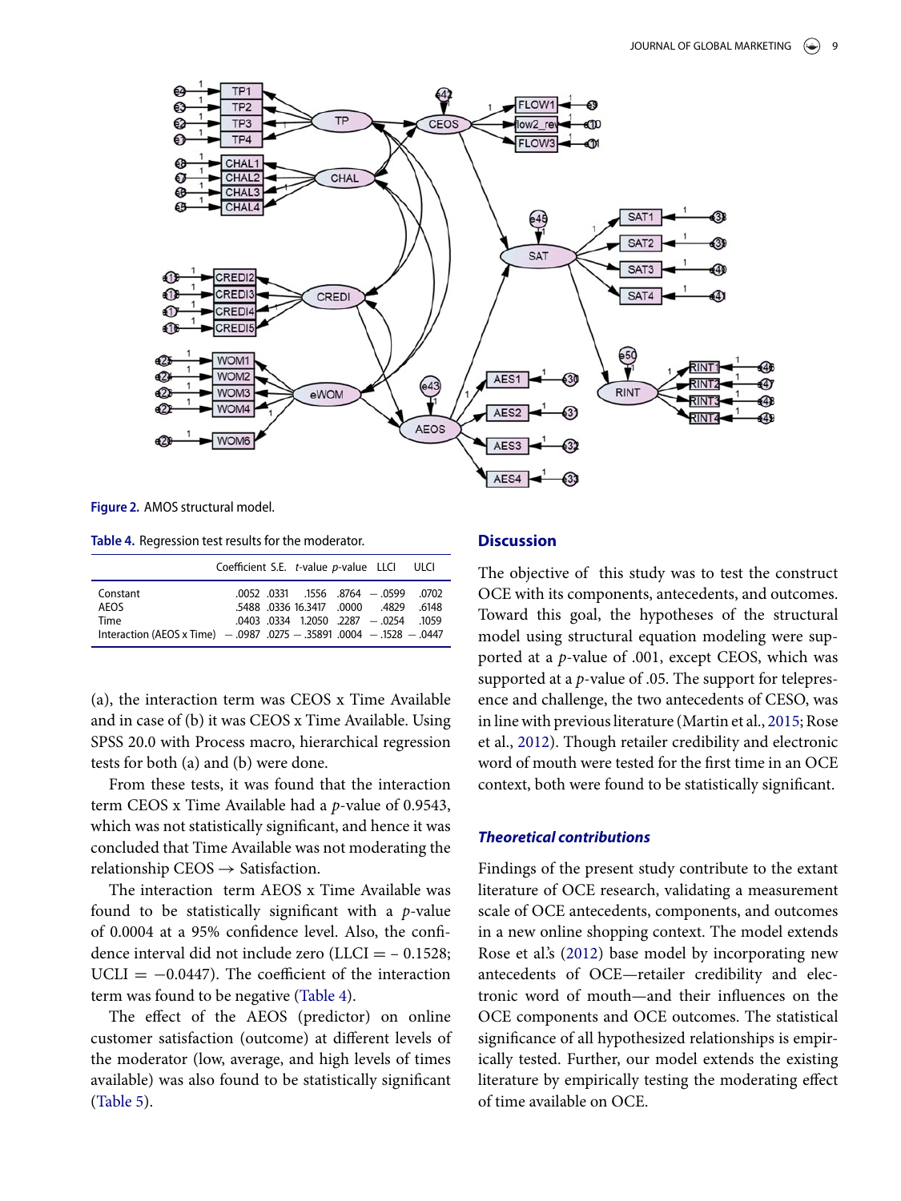Figure 2. AMOS structural model.

Table 4. Regression test results for the moderator.

| | Coefficient | S.E. | *t*-value | *p*-value | LLCI | ULCI |
|---|---|---|---|---|---|---|
| Constant | .0052 | .0331 | .1556 | .8764 | −.0599 | .0702 |
| AEOS | .5488 | .0336 | 16.3417 | .0000 | .4829 | .6148 |
| Time | .0403 | .0334 | 1.2050 | .2287 | −.0254 | .1059 |
| Interaction (AEOS x Time) | −.0987 | .0275 | −.35891 | .0004 | −.1528 | −.0447 |

(a), the interaction term was CEOS x Time Available and in case of (b) it was CEOS x Time Available. Using SPSS 20.0 with Process macro, hierarchical regression tests for both (a) and (b) were done.

From these tests, it was found that the interaction term CEOS x Time Available had a *p*-value of 0.9543, which was not statistically significant, and hence it was concluded that Time Available was not moderating the relationship CEOS → Satisfaction.

The interaction term AEOS x Time Available was found to be statistically significant with a *p*-value of 0.0004 at a 95% confidence level. Also, the confidence interval did not include zero (LLCI = – 0.1528; UCLI = −0.0447). The coefficient of the interaction term was found to be negative (Table 4).

The effect of the AEOS (predictor) on online customer satisfaction (outcome) at different levels of the moderator (low, average, and high levels of times available) was also found to be statistically significant (Table 5).

## Discussion

The objective of this study was to test the construct OCE with its components, antecedents, and outcomes. Toward this goal, the hypotheses of the structural model using structural equation modeling were supported at a *p*-value of .001, except CEOS, which was supported at a *p*-value of .05. The support for telepresence and challenge, the two antecedents of CESO, was in line with previous literature (Martin et al., 2015; Rose et al., 2012). Though retailer credibility and electronic word of mouth were tested for the first time in an OCE context, both were found to be statistically significant.

### *Theoretical contributions*

Findings of the present study contribute to the extant literature of OCE research, validating a measurement scale of OCE antecedents, components, and outcomes in a new online shopping context. The model extends Rose et al.'s (2012) base model by incorporating new antecedents of OCE—retailer credibility and electronic word of mouth—and their influences on the OCE components and OCE outcomes. The statistical significance of all hypothesized relationships is empirically tested. Further, our model extends the existing literature by empirically testing the moderating effect of time available on OCE.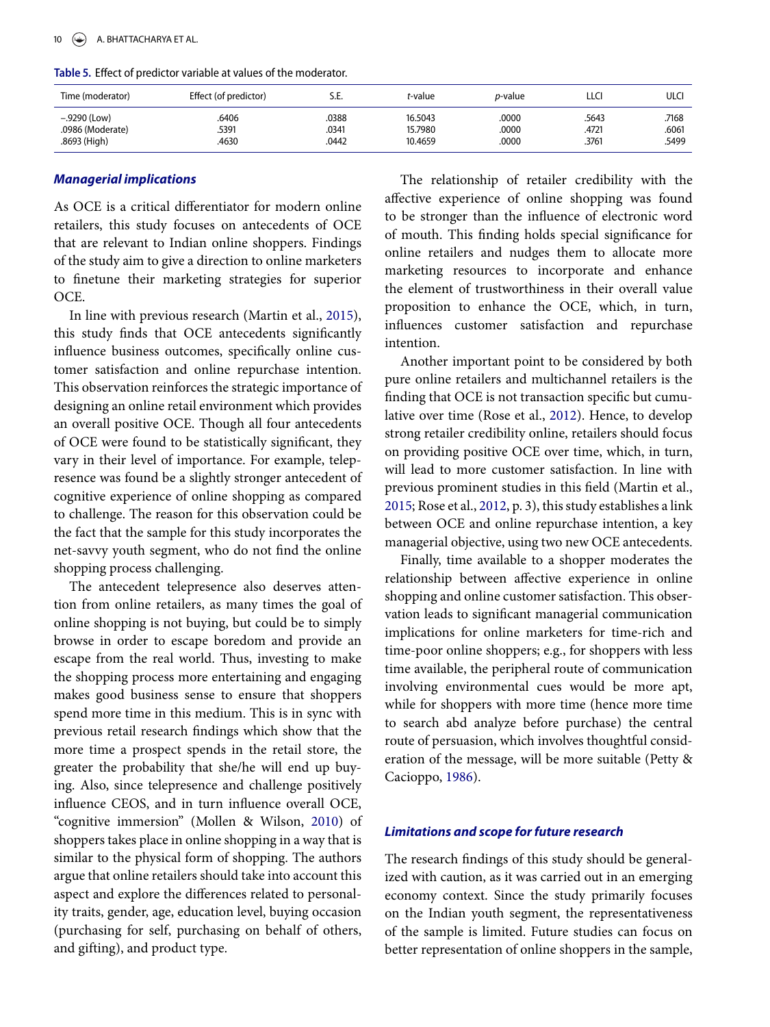**Table 5.** Effect of predictor variable at values of the moderator.

| Time (moderator) | Effect (of predictor) | S.E. | *t*-value | *p*-value | LLCI | ULCI |
|---|---|---|---|---|---|---|
| −.9290 (Low) | .6406 | .0388 | 16.5043 | .0000 | .5643 | .7168 |
| .0986 (Moderate) | .5391 | .0341 | 15.7980 | .0000 | .4721 | .6061 |
| .8693 (High) | .4630 | .0442 | 10.4659 | .0000 | .3761 | .5499 |

### *Managerial implications*

As OCE is a critical differentiator for modern online retailers, this study focuses on antecedents of OCE that are relevant to Indian online shoppers. Findings of the study aim to give a direction to online marketers to finetune their marketing strategies for superior OCE.

In line with previous research (Martin et al., 2015), this study finds that OCE antecedents significantly influence business outcomes, specifically online customer satisfaction and online repurchase intention. This observation reinforces the strategic importance of designing an online retail environment which provides an overall positive OCE. Though all four antecedents of OCE were found to be statistically significant, they vary in their level of importance. For example, telepresence was found be a slightly stronger antecedent of cognitive experience of online shopping as compared to challenge. The reason for this observation could be the fact that the sample for this study incorporates the net-savvy youth segment, who do not find the online shopping process challenging.

The antecedent telepresence also deserves attention from online retailers, as many times the goal of online shopping is not buying, but could be to simply browse in order to escape boredom and provide an escape from the real world. Thus, investing to make the shopping process more entertaining and engaging makes good business sense to ensure that shoppers spend more time in this medium. This is in sync with previous retail research findings which show that the more time a prospect spends in the retail store, the greater the probability that she/he will end up buying. Also, since telepresence and challenge positively influence CEOS, and in turn influence overall OCE, "cognitive immersion" (Mollen & Wilson, 2010) of shoppers takes place in online shopping in a way that is similar to the physical form of shopping. The authors argue that online retailers should take into account this aspect and explore the differences related to personality traits, gender, age, education level, buying occasion (purchasing for self, purchasing on behalf of others, and gifting), and product type.

The relationship of retailer credibility with the affective experience of online shopping was found to be stronger than the influence of electronic word of mouth. This finding holds special significance for online retailers and nudges them to allocate more marketing resources to incorporate and enhance the element of trustworthiness in their overall value proposition to enhance the OCE, which, in turn, influences customer satisfaction and repurchase intention.

Another important point to be considered by both pure online retailers and multichannel retailers is the finding that OCE is not transaction specific but cumulative over time (Rose et al., 2012). Hence, to develop strong retailer credibility online, retailers should focus on providing positive OCE over time, which, in turn, will lead to more customer satisfaction. In line with previous prominent studies in this field (Martin et al., 2015; Rose et al., 2012, p. 3), this study establishes a link between OCE and online repurchase intention, a key managerial objective, using two new OCE antecedents.

Finally, time available to a shopper moderates the relationship between affective experience in online shopping and online customer satisfaction. This observation leads to significant managerial communication implications for online marketers for time-rich and time-poor online shoppers; e.g., for shoppers with less time available, the peripheral route of communication involving environmental cues would be more apt, while for shoppers with more time (hence more time to search abd analyze before purchase) the central route of persuasion, which involves thoughtful consideration of the message, will be more suitable (Petty & Cacioppo, 1986).

### *Limitations and scope for future research*

The research findings of this study should be generalized with caution, as it was carried out in an emerging economy context. Since the study primarily focuses on the Indian youth segment, the representativeness of the sample is limited. Future studies can focus on better representation of online shoppers in the sample,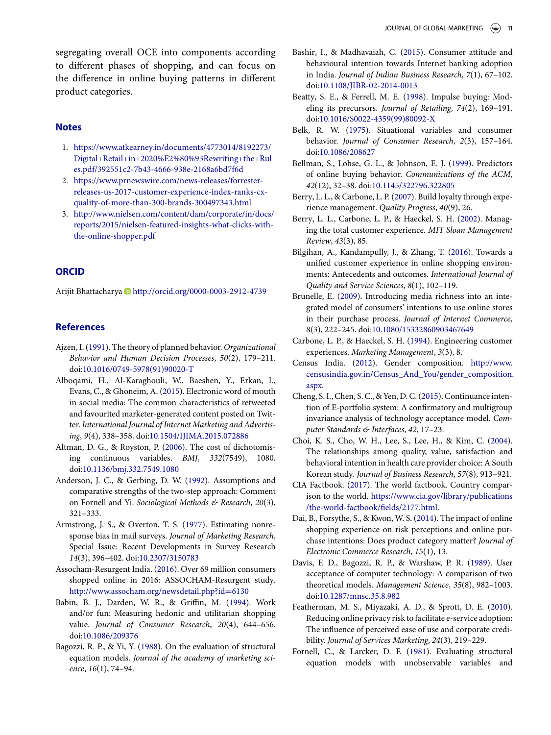segregating overall OCE into components according to different phases of shopping, and can focus on the difference in online buying patterns in different product categories.

## Notes

1. https://www.atkearney.in/documents/4773014/8192273/Digital+Retail+in+2020%E2%80%93Rewriting+the+Rules.pdf/392551c2-7b43-4666-938e-2168a6bd7f6d
2. https://www.prnewswire.com/news-releases/forrester-releases-us-2017-customer-experience-index-ranks-cx-quality-of-more-than-300-brands-300497343.html
3. http://www.nielsen.com/content/dam/corporate/in/docs/reports/2015/nielsen-featured-insights-what-clicks-with-the-online-shopper.pdf

## ORCID

Arijit Bhattacharya http://orcid.org/0000-0003-2912-4739

## References

Ajzen, I. (1991). The theory of planned behavior. *Organizational Behavior and Human Decision Processes*, *50*(2), 179–211. doi:10.1016/0749-5978(91)90020-T

Alboqami, H., Al-Karaghouli, W., Baeshen, Y., Erkan, I., Evans, C., & Ghoneim, A. (2015). Electronic word of mouth in social media: The common characteristics of retweeted and favourited marketer-generated content posted on Twitter. *International Journal of Internet Marketing and Advertising*, *9*(4), 338–358. doi:10.1504/IJIMA.2015.072886

Altman, D. G., & Royston, P. (2006). The cost of dichotomising continuous variables. *BMJ*, *332*(7549), 1080. doi:10.1136/bmj.332.7549.1080

Anderson, J. C., & Gerbing, D. W. (1992). Assumptions and comparative strengths of the two-step approach: Comment on Fornell and Yi. *Sociological Methods & Research*, *20*(3), 321–333.

Armstrong, J. S., & Overton, T. S. (1977). Estimating nonresponse bias in mail surveys. *Journal of Marketing Research*, Special Issue: Recent Developments in Survey Research *14*(3), 396–402. doi:10.2307/3150783

Assocham-Resurgent India. (2016). Over 69 million consumers shopped online in 2016: ASSOCHAM-Resurgent study. http://www.assocham.org/newsdetail.php?id=6130

Babin, B. J., Darden, W. R., & Griffin, M. (1994). Work and/or fun: Measuring hedonic and utilitarian shopping value. *Journal of Consumer Research*, *20*(4), 644–656. doi:10.1086/209376

Bagozzi, R. P., & Yi, Y. (1988). On the evaluation of structural equation models. *Journal of the academy of marketing science*, *16*(1), 74–94.

Bashir, I., & Madhavaiah, C. (2015). Consumer attitude and behavioural intention towards Internet banking adoption in India. *Journal of Indian Business Research*, *7*(1), 67–102. doi:10.1108/JIBR-02-2014-0013

Beatty, S. E., & Ferrell, M. E. (1998). Impulse buying: Modeling its precursors. *Journal of Retailing*, *74*(2), 169–191. doi:10.1016/S0022-4359(99)80092-X

Belk, R. W. (1975). Situational variables and consumer behavior. *Journal of Consumer Research*, *2*(3), 157–164. doi:10.1086/208627

Bellman, S., Lohse, G. L., & Johnson, E. J. (1999). Predictors of online buying behavior. *Communications of the ACM*, *42*(12), 32–38. doi:10.1145/322796.322805

Berry, L. L., & Carbone, L. P. (2007). Build loyalty through experience management. *Quality Progress*, *40*(9), 26.

Berry, L. L., Carbone, L. P., & Haeckel, S. H. (2002). Managing the total customer experience. *MIT Sloan Management Review*, *43*(3), 85.

Bilgihan, A., Kandampully, J., & Zhang, T. (2016). Towards a unified customer experience in online shopping environments: Antecedents and outcomes. *International Journal of Quality and Service Sciences*, *8*(1), 102–119.

Brunelle, E. (2009). Introducing media richness into an integrated model of consumers' intentions to use online stores in their purchase process. *Journal of Internet Commerce*, *8*(3), 222–245. doi:10.1080/15332860903467649

Carbone, L. P., & Haeckel, S. H. (1994). Engineering customer experiences. *Marketing Management*, *3*(3), 8.

Census India. (2012). Gender composition. http://www.censusindia.gov.in/Census_And_You/gender_composition.aspx.

Cheng, S. I., Chen, S. C., & Yen, D. C. (2015). Continuance intention of E-portfolio system: A confirmatory and multigroup invariance analysis of technology acceptance model. *Computer Standards & Interfaces*, *42*, 17–23.

Choi, K. S., Cho, W. H., Lee, S., Lee, H., & Kim, C. (2004). The relationships among quality, value, satisfaction and behavioral intention in health care provider choice: A South Korean study. *Journal of Business Research*, *57*(8), 913–921.

CIA Factbook. (2017). The world factbook. Country comparison to the world. https://www.cia.gov/library/publications/the-world-factbook/fields/2177.html.

Dai, B., Forsythe, S., & Kwon, W. S. (2014). The impact of online shopping experience on risk perceptions and online purchase intentions: Does product category matter? *Journal of Electronic Commerce Research*, *15*(1), 13.

Davis, F. D., Bagozzi, R. P., & Warshaw, P. R. (1989). User acceptance of computer technology: A comparison of two theoretical models. *Management Science*, *35*(8), 982–1003. doi:10.1287/mnsc.35.8.982

Featherman, M. S., Miyazaki, A. D., & Sprott, D. E. (2010). Reducing online privacy risk to facilitate e-service adoption: The influence of perceived ease of use and corporate credibility. *Journal of Services Marketing*, *24*(3), 219–229.

Fornell, C., & Larcker, D. F. (1981). Evaluating structural equation models with unobservable variables and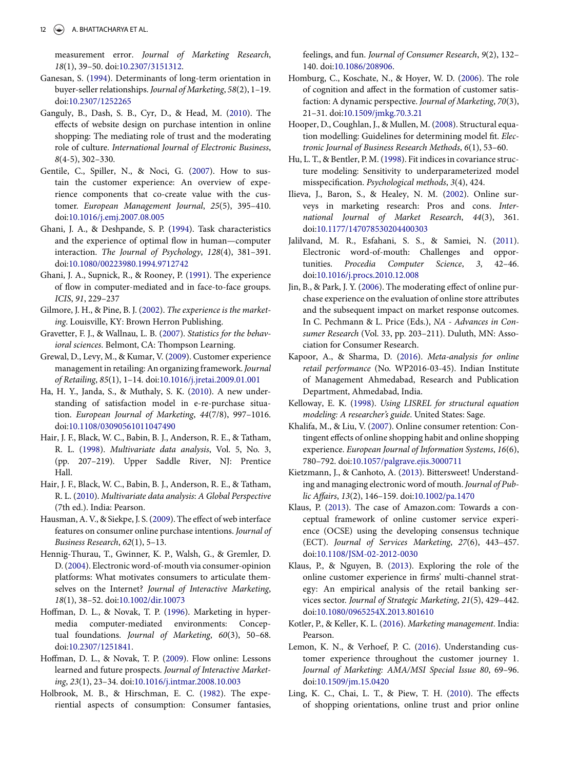measurement error. *Journal of Marketing Research*, *18*(1), 39–50. doi:10.2307/3151312.

Ganesan, S. (1994). Determinants of long-term orientation in buyer-seller relationships. *Journal of Marketing*, *58*(2), 1–19. doi:10.2307/1252265

Ganguly, B., Dash, S. B., Cyr, D., & Head, M. (2010). The effects of website design on purchase intention in online shopping: The mediating role of trust and the moderating role of culture. *International Journal of Electronic Business*, *8*(4-5), 302–330.

Gentile, C., Spiller, N., & Noci, G. (2007). How to sustain the customer experience: An overview of experience components that co-create value with the customer. *European Management Journal*, *25*(5), 395–410. doi:10.1016/j.emj.2007.08.005

Ghani, J. A., & Deshpande, S. P. (1994). Task characteristics and the experience of optimal flow in human—computer interaction. *The Journal of Psychology*, *128*(4), 381–391. doi:10.1080/00223980.1994.9712742

Ghani, J. A., Supnick, R., & Rooney, P. (1991). The experience of flow in computer-mediated and in face-to-face groups. *ICIS*, *91*, 229–237

Gilmore, J. H., & Pine, B. J. (2002). *The experience is the marketing*. Louisville, KY: Brown Herron Publishing.

Gravetter, F. J., & Wallnau, L. B. (2007). *Statistics for the behavioral sciences*. Belmont, CA: Thompson Learning.

Grewal, D., Levy, M., & Kumar, V. (2009). Customer experience management in retailing: An organizing framework. *Journal of Retailing*, *85*(1), 1–14. doi:10.1016/j.jretai.2009.01.001

Ha, H. Y., Janda, S., & Muthaly, S. K. (2010). A new understanding of satisfaction model in e-re-purchase situation. *European Journal of Marketing*, *44*(7/8), 997–1016. doi:10.1108/03090561011047490

Hair, J. F., Black, W. C., Babin, B. J., Anderson, R. E., & Tatham, R. L. (1998). *Multivariate data analysis*, Vol. 5, No. 3, (pp. 207–219). Upper Saddle River, NJ: Prentice Hall.

Hair, J. F., Black, W. C., Babin, B. J., Anderson, R. E., & Tatham, R. L. (2010). *Multivariate data analysis: A Global Perspective* (7th ed.). India: Pearson.

Hausman, A. V., & Siekpe, J. S. (2009). The effect of web interface features on consumer online purchase intentions. *Journal of Business Research*, *62*(1), 5–13.

Hennig-Thurau, T., Gwinner, K. P., Walsh, G., & Gremler, D. D. (2004). Electronic word-of-mouth via consumer-opinion platforms: What motivates consumers to articulate themselves on the Internet? *Journal of Interactive Marketing*, *18*(1), 38–52. doi:10.1002/dir.10073

Hoffman, D. L., & Novak, T. P. (1996). Marketing in hypermedia computer-mediated environments: Conceptual foundations. *Journal of Marketing*, *60*(3), 50–68. doi:10.2307/1251841.

Hoffman, D. L., & Novak, T. P. (2009). Flow online: Lessons learned and future prospects. *Journal of Interactive Marketing*, *23*(1), 23–34. doi:10.1016/j.intmar.2008.10.003

Holbrook, M. B., & Hirschman, E. C. (1982). The experiential aspects of consumption: Consumer fantasies, feelings, and fun. *Journal of Consumer Research*, *9*(2), 132–140. doi:10.1086/208906.

Homburg, C., Koschate, N., & Hoyer, W. D. (2006). The role of cognition and affect in the formation of customer satisfaction: A dynamic perspective. *Journal of Marketing*, *70*(3), 21–31. doi:10.1509/jmkg.70.3.21

Hooper, D., Coughlan, J., & Mullen, M. (2008). Structural equation modelling: Guidelines for determining model fit. *Electronic Journal of Business Research Methods*, *6*(1), 53–60.

Hu, L. T., & Bentler, P. M. (1998). Fit indices in covariance structure modeling: Sensitivity to underparameterized model misspecification. *Psychological methods*, *3*(4), 424.

Ilieva, J., Baron, S., & Healey, N. M. (2002). Online surveys in marketing research: Pros and cons. *International Journal of Market Research*, *44*(3), 361. doi:10.1177/147078530204400303

Jalilvand, M. R., Esfahani, S. S., & Samiei, N. (2011). Electronic word-of-mouth: Challenges and opportunities. *Procedia Computer Science*, *3*, 42–46. doi:10.1016/j.procs.2010.12.008

Jin, B., & Park, J. Y. (2006). The moderating effect of online purchase experience on the evaluation of online store attributes and the subsequent impact on market response outcomes. In C. Pechmann & L. Price (Eds.), *NA - Advances in Consumer Research* (Vol. 33, pp. 203–211). Duluth, MN: Association for Consumer Research.

Kapoor, A., & Sharma, D. (2016). *Meta-analysis for online retail performance* (No. WP2016-03-45). Indian Institute of Management Ahmedabad, Research and Publication Department, Ahmedabad, India.

Kelloway, E. K. (1998). *Using LISREL for structural equation modeling: A researcher's guide*. United States: Sage.

Khalifa, M., & Liu, V. (2007). Online consumer retention: Contingent effects of online shopping habit and online shopping experience. *European Journal of Information Systems*, *16*(6), 780–792. doi:10.1057/palgrave.ejis.3000711

Kietzmann, J., & Canhoto, A. (2013). Bittersweet! Understanding and managing electronic word of mouth. *Journal of Public Affairs*, *13*(2), 146–159. doi:10.1002/pa.1470

Klaus, P. (2013). The case of Amazon.com: Towards a conceptual framework of online customer service experience (OCSE) using the developing consensus technique (ECT). *Journal of Services Marketing*, *27*(6), 443–457. doi:10.1108/JSM-02-2012-0030

Klaus, P., & Nguyen, B. (2013). Exploring the role of the online customer experience in firms' multi-channel strategy: An empirical analysis of the retail banking services sector. *Journal of Strategic Marketing*, *21*(5), 429–442. doi:10.1080/0965254X.2013.801610

Kotler, P., & Keller, K. L. (2016). *Marketing management*. India: Pearson.

Lemon, K. N., & Verhoef, P. C. (2016). Understanding customer experience throughout the customer journey 1. *Journal of Marketing: AMA/MSI Special Issue 80*, 69–96. doi:10.1509/jm.15.0420

Ling, K. C., Chai, L. T., & Piew, T. H. (2010). The effects of shopping orientations, online trust and prior online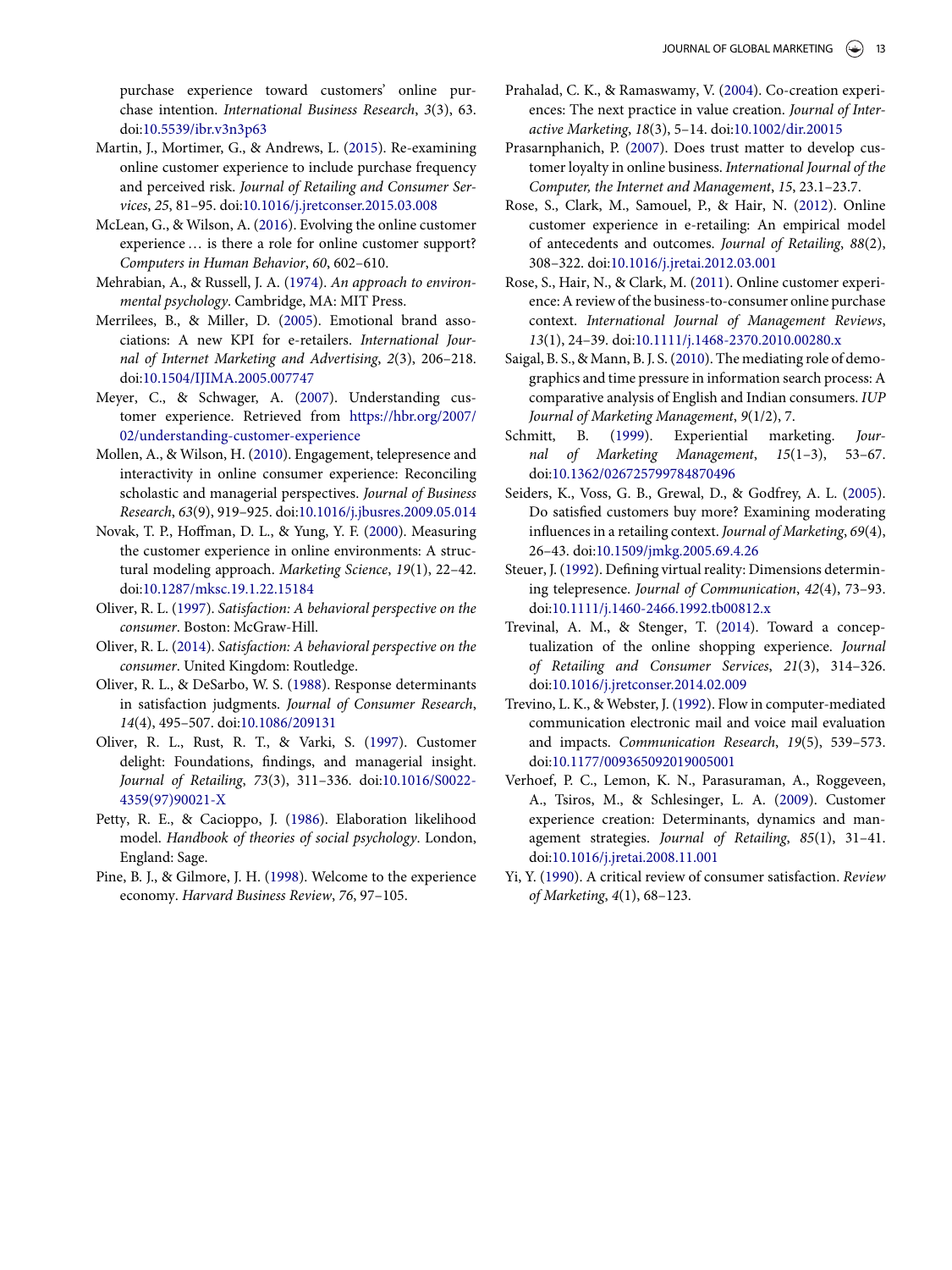purchase experience toward customers' online purchase intention. *International Business Research*, *3*(3), 63. doi:10.5539/ibr.v3n3p63

Martin, J., Mortimer, G., & Andrews, L. (2015). Re-examining online customer experience to include purchase frequency and perceived risk. *Journal of Retailing and Consumer Services*, *25*, 81–95. doi:10.1016/j.jretconser.2015.03.008

McLean, G., & Wilson, A. (2016). Evolving the online customer experience … is there a role for online customer support? *Computers in Human Behavior*, *60*, 602–610.

Mehrabian, A., & Russell, J. A. (1974). *An approach to environmental psychology*. Cambridge, MA: MIT Press.

Merrilees, B., & Miller, D. (2005). Emotional brand associations: A new KPI for e-retailers. *International Journal of Internet Marketing and Advertising*, *2*(3), 206–218. doi:10.1504/IJIMA.2005.007747

Meyer, C., & Schwager, A. (2007). Understanding customer experience. Retrieved from https://hbr.org/2007/02/understanding-customer-experience

Mollen, A., & Wilson, H. (2010). Engagement, telepresence and interactivity in online consumer experience: Reconciling scholastic and managerial perspectives. *Journal of Business Research*, *63*(9), 919–925. doi:10.1016/j.jbusres.2009.05.014

Novak, T. P., Hoffman, D. L., & Yung, Y. F. (2000). Measuring the customer experience in online environments: A structural modeling approach. *Marketing Science*, *19*(1), 22–42. doi:10.1287/mksc.19.1.22.15184

Oliver, R. L. (1997). *Satisfaction: A behavioral perspective on the consumer*. Boston: McGraw-Hill.

Oliver, R. L. (2014). *Satisfaction: A behavioral perspective on the consumer*. United Kingdom: Routledge.

Oliver, R. L., & DeSarbo, W. S. (1988). Response determinants in satisfaction judgments. *Journal of Consumer Research*, *14*(4), 495–507. doi:10.1086/209131

Oliver, R. L., Rust, R. T., & Varki, S. (1997). Customer delight: Foundations, findings, and managerial insight. *Journal of Retailing*, *73*(3), 311–336. doi:10.1016/S0022-4359(97)90021-X

Petty, R. E., & Cacioppo, J. (1986). Elaboration likelihood model. *Handbook of theories of social psychology*. London, England: Sage.

Pine, B. J., & Gilmore, J. H. (1998). Welcome to the experience economy. *Harvard Business Review*, *76*, 97–105.

Prahalad, C. K., & Ramaswamy, V. (2004). Co-creation experiences: The next practice in value creation. *Journal of Interactive Marketing*, *18*(3), 5–14. doi:10.1002/dir.20015

Prasarnphanich, P. (2007). Does trust matter to develop customer loyalty in online business. *International Journal of the Computer, the Internet and Management*, *15*, 23.1–23.7.

Rose, S., Clark, M., Samouel, P., & Hair, N. (2012). Online customer experience in e-retailing: An empirical model of antecedents and outcomes. *Journal of Retailing*, *88*(2), 308–322. doi:10.1016/j.jretai.2012.03.001

Rose, S., Hair, N., & Clark, M. (2011). Online customer experience: A review of the business-to-consumer online purchase context. *International Journal of Management Reviews*, *13*(1), 24–39. doi:10.1111/j.1468-2370.2010.00280.x

Saigal, B. S., & Mann, B. J. S. (2010). The mediating role of demographics and time pressure in information search process: A comparative analysis of English and Indian consumers. *IUP Journal of Marketing Management*, *9*(1/2), 7.

Schmitt, B. (1999). Experiential marketing. *Journal of Marketing Management*, *15*(1–3), 53–67. doi:10.1362/026725799784870496

Seiders, K., Voss, G. B., Grewal, D., & Godfrey, A. L. (2005). Do satisfied customers buy more? Examining moderating influences in a retailing context. *Journal of Marketing*, *69*(4), 26–43. doi:10.1509/jmkg.2005.69.4.26

Steuer, J. (1992). Defining virtual reality: Dimensions determining telepresence. *Journal of Communication*, *42*(4), 73–93. doi:10.1111/j.1460-2466.1992.tb00812.x

Trevinal, A. M., & Stenger, T. (2014). Toward a conceptualization of the online shopping experience. *Journal of Retailing and Consumer Services*, *21*(3), 314–326. doi:10.1016/j.jretconser.2014.02.009

Trevino, L. K., & Webster, J. (1992). Flow in computer-mediated communication electronic mail and voice mail evaluation and impacts. *Communication Research*, *19*(5), 539–573. doi:10.1177/009365092019005001

Verhoef, P. C., Lemon, K. N., Parasuraman, A., Roggeveen, A., Tsiros, M., & Schlesinger, L. A. (2009). Customer experience creation: Determinants, dynamics and management strategies. *Journal of Retailing*, *85*(1), 31–41. doi:10.1016/j.jretai.2008.11.001

Yi, Y. (1990). A critical review of consumer satisfaction. *Review of Marketing*, *4*(1), 68–123.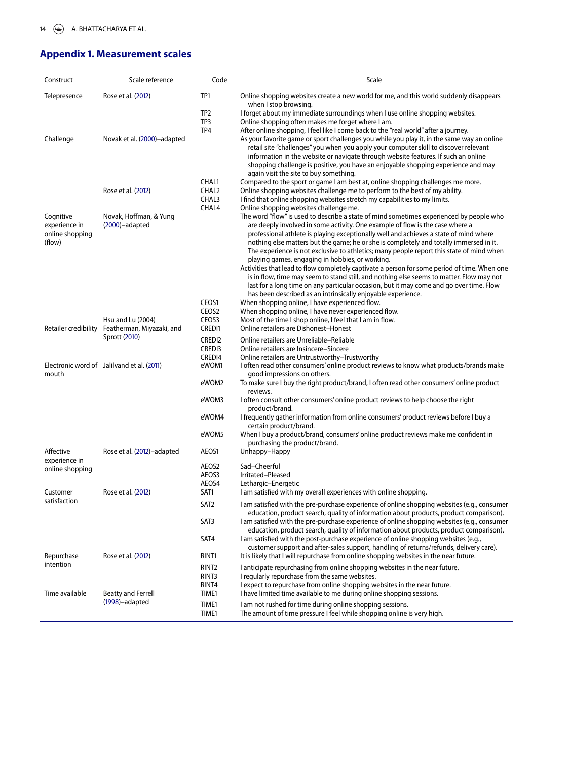## Appendix 1. Measurement scales

| Construct | Scale reference | Code | Scale |
|---|---|---|---|
| Telepresence | Rose et al. (2012) | TP1 | Online shopping websites create a new world for me, and this world suddenly disappears when I stop browsing. |
| | | TP2 | I forget about my immediate surroundings when I use online shopping websites. |
| | | TP3 | Online shopping often makes me forget where I am. |
| | | TP4 | After online shopping, I feel like I come back to the "real world" after a journey. |
| Challenge | Novak et al. (2000)–adapted | | As your favorite game or sport challenges you while you play it, in the same way an online retail site "challenges" you when you apply your computer skill to discover relevant information in the website or navigate through website features. If such an online shopping challenge is positive, you have an enjoyable shopping experience and may again visit the site to buy something. |
| | | CHAL1 | Compared to the sport or game I am best at, online shopping challenges me more. |
| | Rose et al. (2012) | CHAL2 | Online shopping websites challenge me to perform to the best of my ability. |
| | | CHAL3 | I find that online shopping websites stretch my capabilities to my limits. |
| | | CHAL4 | Online shopping websites challenge me. |
| Cognitive experience in online shopping (flow) | Novak, Hoffman, & Yung (2000)–adapted | | The word "flow" is used to describe a state of mind sometimes experienced by people who are deeply involved in some activity. One example of flow is the case where a professional athlete is playing exceptionally well and achieves a state of mind where nothing else matters but the game; he or she is completely and totally immersed in it. The experience is not exclusive to athletics; many people report this state of mind when playing games, engaging in hobbies, or working. Activities that lead to flow completely captivate a person for some period of time. When one is in flow, time may seem to stand still, and nothing else seems to matter. Flow may not last for a long time on any particular occasion, but it may come and go over time. Flow has been described as an intrinsically enjoyable experience. |
| | | CEOS1 | When shopping online, I have experienced flow. |
| | | CEOS2 | When shopping online, I have never experienced flow. |
| | Hsu and Lu (2004) | CEOS3 | Most of the time I shop online, I feel that I am in flow. |
| Retailer credibility | Featherman, Miyazaki, and Sprott (2010) | CREDI1 | Online retailers are Dishonest–Honest |
| | | CREDI2 | Online retailers are Unreliable–Reliable |
| | | CREDI3 | Online retailers are Insincere–Sincere |
| | | CREDI4 | Online retailers are Untrustworthy–Trustworthy |
| Electronic word of mouth | Jalilvand et al. (2011) | eWOM1 | I often read other consumers' online product reviews to know what products/brands make good impressions on others. |
| | | eWOM2 | To make sure I buy the right product/brand, I often read other consumers' online product reviews. |
| | | eWOM3 | I often consult other consumers' online product reviews to help choose the right product/brand. |
| | | eWOM4 | I frequently gather information from online consumers' product reviews before I buy a certain product/brand. |
| | | eWOM5 | When I buy a product/brand, consumers' online product reviews make me confident in purchasing the product/brand. |
| Affective experience in online shopping | Rose et al. (2012)–adapted | AEOS1 | Unhappy–Happy |
| | | AEOS2 | Sad–Cheerful |
| | | AEOS3 | Irritated–Pleased |
| | | AEOS4 | Lethargic–Energetic |
| Customer satisfaction | Rose et al. (2012) | SAT1 | I am satisfied with my overall experiences with online shopping. |
| | | SAT2 | I am satisfied with the pre-purchase experience of online shopping websites (e.g., consumer education, product search, quality of information about products, product comparison). |
| | | SAT3 | I am satisfied with the pre-purchase experience of online shopping websites (e.g., consumer education, product search, quality of information about products, product comparison). |
| | | SAT4 | I am satisfied with the post-purchase experience of online shopping websites (e.g., customer support and after-sales support, handling of returns/refunds, delivery care). |
| Repurchase intention | Rose et al. (2012) | RINT1 | It is likely that I will repurchase from online shopping websites in the near future. |
| | | RINT2 | I anticipate repurchasing from online shopping websites in the near future. |
| | | RINT3 | I regularly repurchase from the same websites. |
| | | RINT4 | I expect to repurchase from online shopping websites in the near future. |
| Time available | Beatty and Ferrell (1998)–adapted | TIME1 | I have limited time available to me during online shopping sessions. |
| | | TIME1 | I am not rushed for time during online shopping sessions. |
| | | TIME1 | The amount of time pressure I feel while shopping online is very high. |